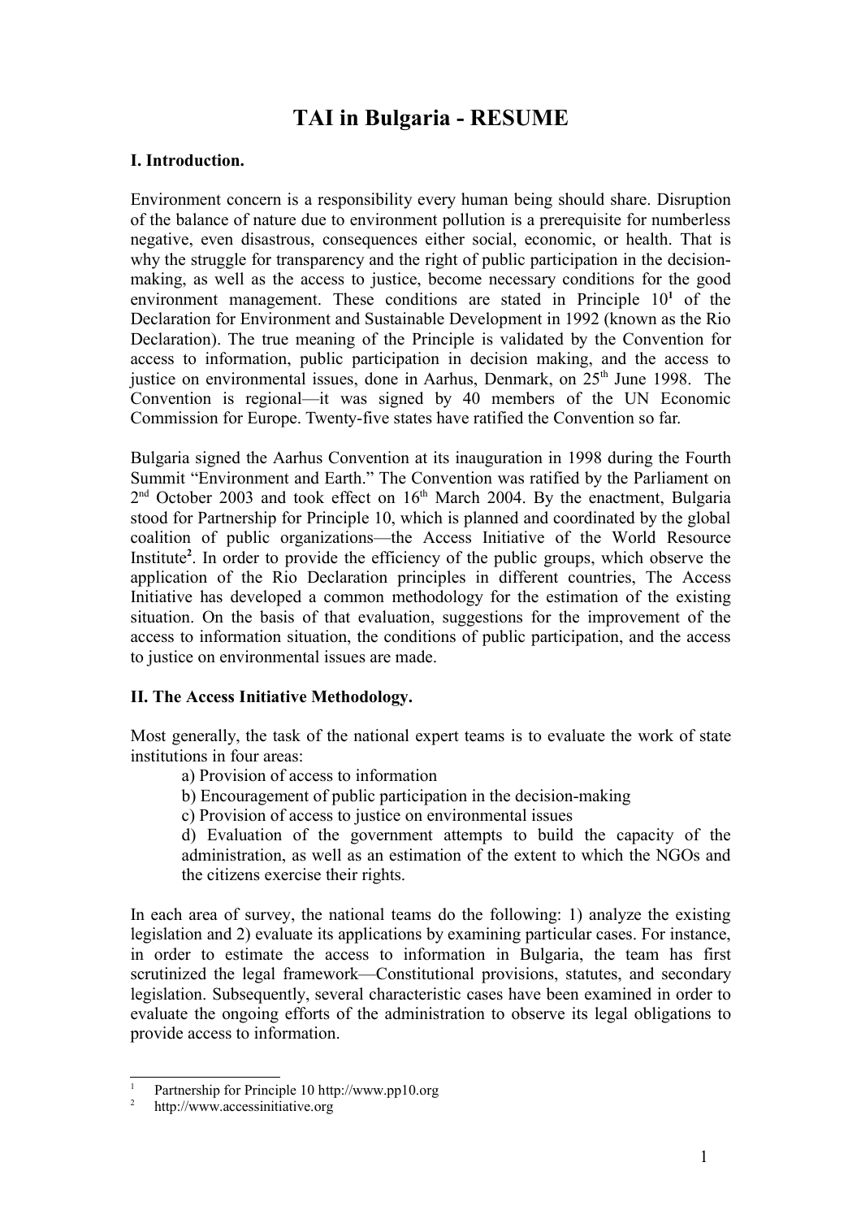# TAI in Bulgaria - RESUME

## I. Introduction.

Environment concern is a responsibility every human being should share. Disruption of the balance of nature due to environment pollution is a prerequisite for numberless negative, even disastrous, consequences either social, economic, or health. That is why the struggle for transparency and the right of public participation in the decision-making, as well as the access to justice, become necessary conditions for the good environment management. These conditions are stated in Principle 10[1] of the Declaration for Environment and Sustainable Development in 1992 (known as the Rio Declaration). The true meaning of the Principle is validated by the Convention for access to information, public participation in decision making, and the access to justice on environmental issues, done in Aarhus, Denmark, on 25th June 1998. The Convention is regional—it was signed by 40 members of the UN Economic Commission for Europe. Twenty-five states have ratified the Convention so far.

Bulgaria signed the Aarhus Convention at its inauguration in 1998 during the Fourth Summit "Environment and Earth." The Convention was ratified by the Parliament on 2nd October 2003 and took effect on 16th March 2004. By the enactment, Bulgaria stood for Partnership for Principle 10, which is planned and coordinated by the global coalition of public organizations—the Access Initiative of the World Resource Institute[2]. In order to provide the efficiency of the public groups, which observe the application of the Rio Declaration principles in different countries, The Access Initiative has developed a common methodology for the estimation of the existing situation. On the basis of that evaluation, suggestions for the improvement of the access to information situation, the conditions of public participation, and the access to justice on environmental issues are made.

## II. The Access Initiative Methodology.

Most generally, the task of the national expert teams is to evaluate the work of state institutions in four areas:

a) Provision of access to information

b) Encouragement of public participation in the decision-making

c) Provision of access to justice on environmental issues

d) Evaluation of the government attempts to build the capacity of the administration, as well as an estimation of the extent to which the NGOs and the citizens exercise their rights.

In each area of survey, the national teams do the following: 1) analyze the existing legislation and 2) evaluate its applications by examining particular cases. For instance, in order to estimate the access to information in Bulgaria, the team has first scrutinized the legal framework—Constitutional provisions, statutes, and secondary legislation. Subsequently, several characteristic cases have been examined in order to evaluate the ongoing efforts of the administration to observe its legal obligations to provide access to information.

---

[1] Partnership for Principle 10 http://www.pp10.org

[2] http://www.accessinitiative.org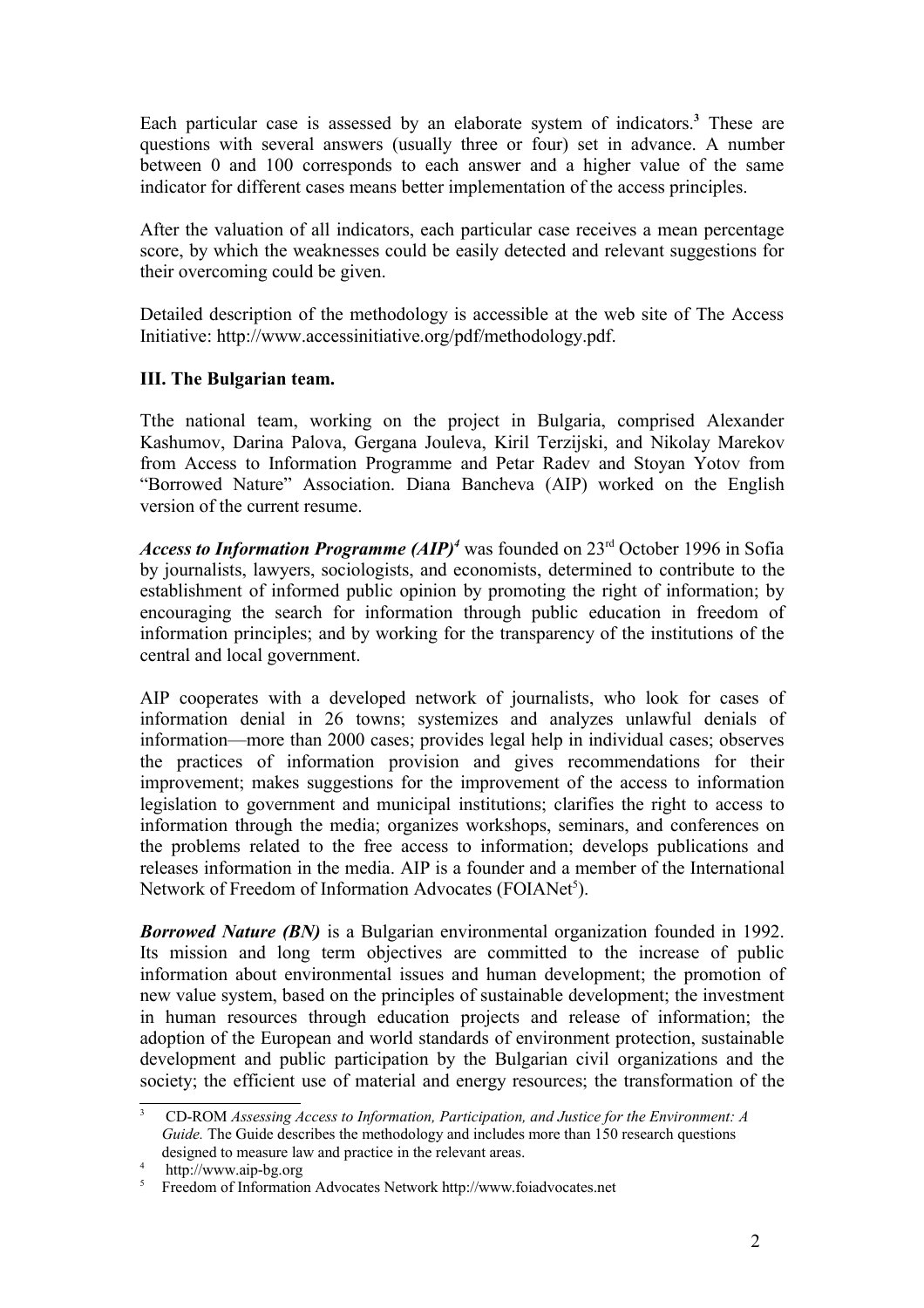Each particular case is assessed by an elaborate system of indicators.[3] These are questions with several answers (usually three or four) set in advance. A number between 0 and 100 corresponds to each answer and a higher value of the same indicator for different cases means better implementation of the access principles.

After the valuation of all indicators, each particular case receives a mean percentage score, by which the weaknesses could be easily detected and relevant suggestions for their overcoming could be given.

Detailed description of the methodology is accessible at the web site of The Access Initiative: http://www.accessinitiative.org/pdf/methodology.pdf.

### III. The Bulgarian team.

Tthe national team, working on the project in Bulgaria, comprised Alexander Kashumov, Darina Palova, Gergana Jouleva, Kiril Terzijski, and Nikolay Marekov from Access to Information Programme and Petar Radev and Stoyan Yotov from "Borrowed Nature" Association. Diana Bancheva (AIP) worked on the English version of the current resume.

***Access to Information Programme (AIP)***[4] was founded on 23rd October 1996 in Sofia by journalists, lawyers, sociologists, and economists, determined to contribute to the establishment of informed public opinion by promoting the right of information; by encouraging the search for information through public education in freedom of information principles; and by working for the transparency of the institutions of the central and local government.

AIP cooperates with a developed network of journalists, who look for cases of information denial in 26 towns; systemizes and analyzes unlawful denials of information—more than 2000 cases; provides legal help in individual cases; observes the practices of information provision and gives recommendations for their improvement; makes suggestions for the improvement of the access to information legislation to government and municipal institutions; clarifies the right to access to information through the media; organizes workshops, seminars, and conferences on the problems related to the free access to information; develops publications and releases information in the media. AIP is a founder and a member of the International Network of Freedom of Information Advocates (FOIANet[5]).

***Borrowed Nature (BN)*** is a Bulgarian environmental organization founded in 1992. Its mission and long term objectives are committed to the increase of public information about environmental issues and human development; the promotion of new value system, based on the principles of sustainable development; the investment in human resources through education projects and release of information; the adoption of the European and world standards of environment protection, sustainable development and public participation by the Bulgarian civil organizations and the society; the efficient use of material and energy resources; the transformation of the

---

[3] CD-ROM *Assessing Access to Information, Participation, and Justice for the Environment: A Guide.* The Guide describes the methodology and includes more than 150 research questions designed to measure law and practice in the relevant areas.

[4] http://www.aip-bg.org

[5] Freedom of Information Advocates Network http://www.foiadvocates.net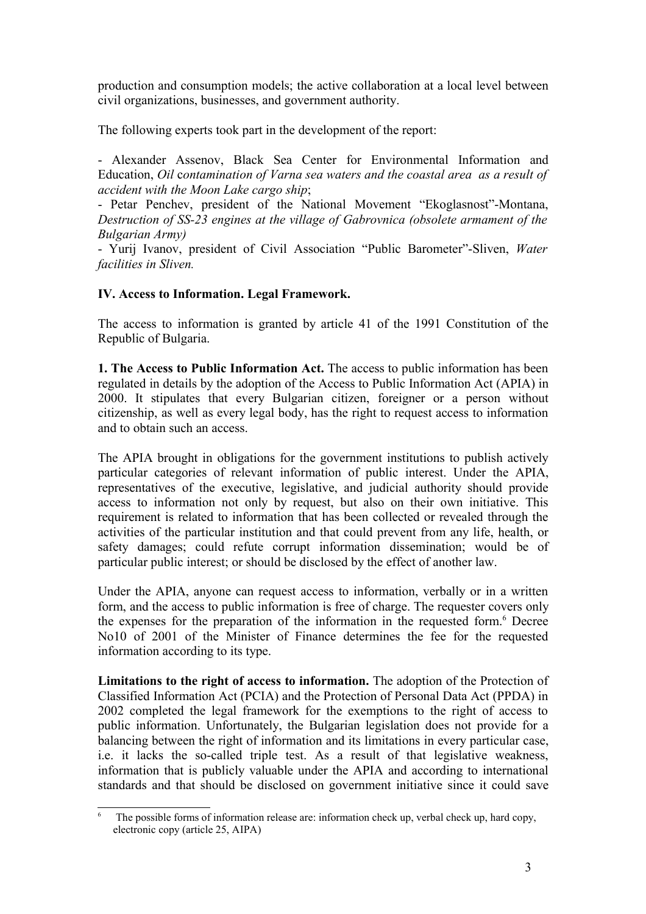production and consumption models; the active collaboration at a local level between civil organizations, businesses, and government authority.

The following experts took part in the development of the report:

- Alexander Assenov, Black Sea Center for Environmental Information and Education, *Oil contamination of Varna sea waters and the coastal area as a result of accident with the Moon Lake cargo ship*;
- Petar Penchev, president of the National Movement "Ekoglasnost"-Montana, *Destruction of SS-23 engines at the village of Gabrovnica (obsolete armament of the Bulgarian Army)*
- Yurij Ivanov, president of Civil Association "Public Barometer"-Sliven, *Water facilities in Sliven.*

## IV. Access to Information. Legal Framework.

The access to information is granted by article 41 of the 1991 Constitution of the Republic of Bulgaria.

**1. The Access to Public Information Act.** The access to public information has been regulated in details by the adoption of the Access to Public Information Act (APIA) in 2000. It stipulates that every Bulgarian citizen, foreigner or a person without citizenship, as well as every legal body, has the right to request access to information and to obtain such an access.

The APIA brought in obligations for the government institutions to publish actively particular categories of relevant information of public interest. Under the APIA, representatives of the executive, legislative, and judicial authority should provide access to information not only by request, but also on their own initiative. This requirement is related to information that has been collected or revealed through the activities of the particular institution and that could prevent from any life, health, or safety damages; could refute corrupt information dissemination; would be of particular public interest; or should be disclosed by the effect of another law.

Under the APIA, anyone can request access to information, verbally or in a written form, and the access to public information is free of charge. The requester covers only the expenses for the preparation of the information in the requested form.[6] Decree No10 of 2001 of the Minister of Finance determines the fee for the requested information according to its type.

**Limitations to the right of access to information.** The adoption of the Protection of Classified Information Act (PCIA) and the Protection of Personal Data Act (PPDA) in 2002 completed the legal framework for the exemptions to the right of access to public information. Unfortunately, the Bulgarian legislation does not provide for a balancing between the right of information and its limitations in every particular case, i.e. it lacks the so-called triple test. As a result of that legislative weakness, information that is publicly valuable under the APIA and according to international standards and that should be disclosed on government initiative since it could save

[6] The possible forms of information release are: information check up, verbal check up, hard copy, electronic copy (article 25, AIPA)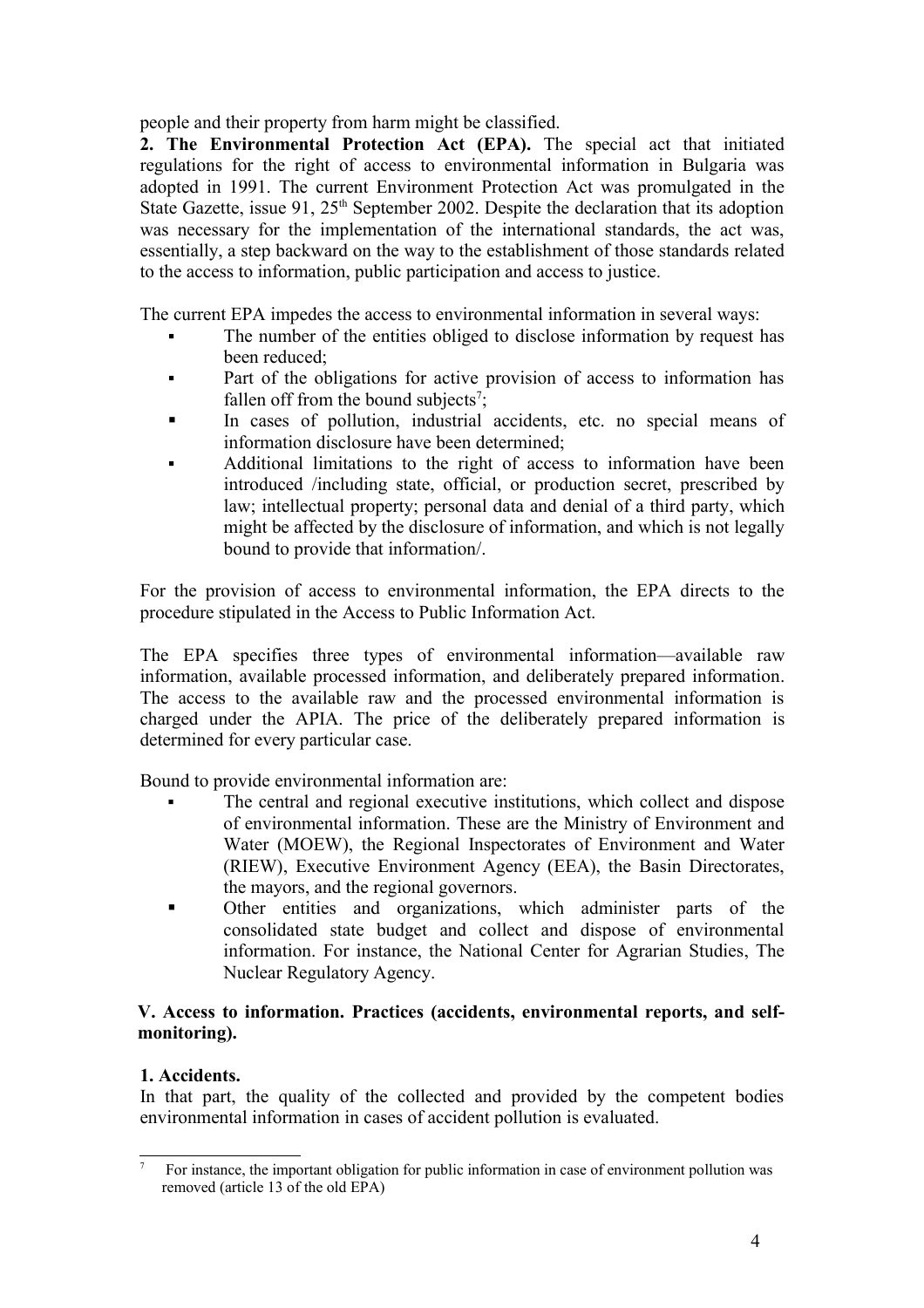people and their property from harm might be classified.

**2. The Environmental Protection Act (EPA).** The special act that initiated regulations for the right of access to environmental information in Bulgaria was adopted in 1991. The current Environment Protection Act was promulgated in the State Gazette, issue 91, 25th September 2002. Despite the declaration that its adoption was necessary for the implementation of the international standards, the act was, essentially, a step backward on the way to the establishment of those standards related to the access to information, public participation and access to justice.

The current EPA impedes the access to environmental information in several ways:

- The number of the entities obliged to disclose information by request has been reduced;
- Part of the obligations for active provision of access to information has fallen off from the bound subjects[7];
- In cases of pollution, industrial accidents, etc. no special means of information disclosure have been determined;
- Additional limitations to the right of access to information have been introduced /including state, official, or production secret, prescribed by law; intellectual property; personal data and denial of a third party, which might be affected by the disclosure of information, and which is not legally bound to provide that information/.

For the provision of access to environmental information, the EPA directs to the procedure stipulated in the Access to Public Information Act.

The EPA specifies three types of environmental information—available raw information, available processed information, and deliberately prepared information. The access to the available raw and the processed environmental information is charged under the APIA. The price of the deliberately prepared information is determined for every particular case.

Bound to provide environmental information are:

- The central and regional executive institutions, which collect and dispose of environmental information. These are the Ministry of Environment and Water (MOEW), the Regional Inspectorates of Environment and Water (RIEW), Executive Environment Agency (EEA), the Basin Directorates, the mayors, and the regional governors.
- Other entities and organizations, which administer parts of the consolidated state budget and collect and dispose of environmental information. For instance, the National Center for Agrarian Studies, The Nuclear Regulatory Agency.

## V. Access to information. Practices (accidents, environmental reports, and self-monitoring).

### 1. Accidents.

In that part, the quality of the collected and provided by the competent bodies environmental information in cases of accident pollution is evaluated.

---

[7] For instance, the important obligation for public information in case of environment pollution was removed (article 13 of the old EPA)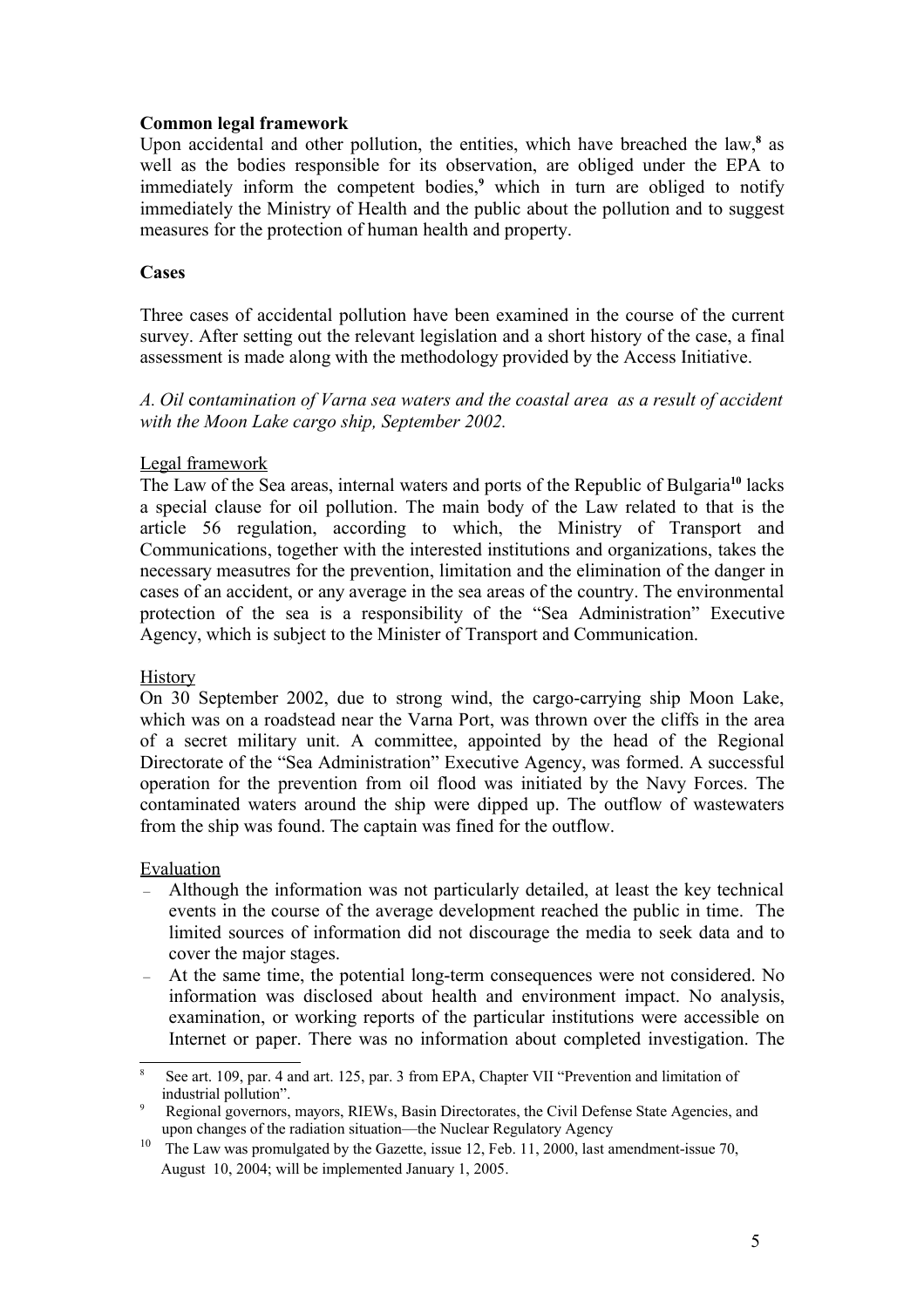**Common legal framework**

Upon accidental and other pollution, the entities, which have breached the law,[8] as well as the bodies responsible for its observation, are obliged under the EPA to immediately inform the competent bodies,[9] which in turn are obliged to notify immediately the Ministry of Health and the public about the pollution and to suggest measures for the protection of human health and property.

**Cases**

Three cases of accidental pollution have been examined in the course of the current survey. After setting out the relevant legislation and a short history of the case, a final assessment is made along with the methodology provided by the Access Initiative.

*A. Oil contamination of Varna sea waters and the coastal area as a result of accident with the Moon Lake cargo ship, September 2002.*

Legal framework

The Law of the Sea areas, internal waters and ports of the Republic of Bulgaria[10] lacks a special clause for oil pollution. The main body of the Law related to that is the article 56 regulation, according to which, the Ministry of Transport and Communications, together with the interested institutions and organizations, takes the necessary measutres for the prevention, limitation and the elimination of the danger in cases of an accident, or any average in the sea areas of the country. The environmental protection of the sea is a responsibility of the "Sea Administration" Executive Agency, which is subject to the Minister of Transport and Communication.

History

On 30 September 2002, due to strong wind, the cargo-carrying ship Moon Lake, which was on a roadstead near the Varna Port, was thrown over the cliffs in the area of a secret military unit. A committee, appointed by the head of the Regional Directorate of the "Sea Administration" Executive Agency, was formed. A successful operation for the prevention from oil flood was initiated by the Navy Forces. The contaminated waters around the ship were dipped up. The outflow of wastewaters from the ship was found. The captain was fined for the outflow.

Evaluation

- Although the information was not particularly detailed, at least the key technical events in the course of the average development reached the public in time. The limited sources of information did not discourage the media to seek data and to cover the major stages.
- At the same time, the potential long-term consequences were not considered. No information was disclosed about health and environment impact. No analysis, examination, or working reports of the particular institutions were accessible on Internet or paper. There was no information about completed investigation. The

---

[8] See art. 109, par. 4 and art. 125, par. 3 from EPA, Chapter VII "Prevention and limitation of industrial pollution".

[9] Regional governors, mayors, RIEWs, Basin Directorates, the Civil Defense State Agencies, and upon changes of the radiation situation—the Nuclear Regulatory Agency

[10] The Law was promulgated by the Gazette, issue 12, Feb. 11, 2000, last amendment-issue 70, August 10, 2004; will be implemented January 1, 2005.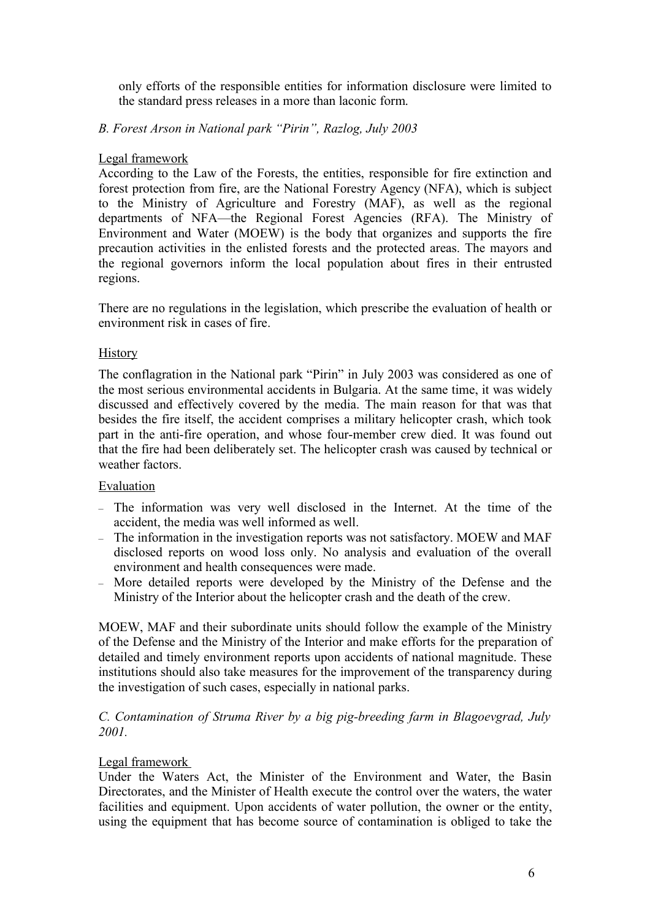only efforts of the responsible entities for information disclosure were limited to the standard press releases in a more than laconic form.

*B. Forest Arson in National park "Pirin", Razlog, July 2003*

Legal framework

According to the Law of the Forests, the entities, responsible for fire extinction and forest protection from fire, are the National Forestry Agency (NFA), which is subject to the Ministry of Agriculture and Forestry (MAF), as well as the regional departments of NFA—the Regional Forest Agencies (RFA). The Ministry of Environment and Water (MOEW) is the body that organizes and supports the fire precaution activities in the enlisted forests and the protected areas. The mayors and the regional governors inform the local population about fires in their entrusted regions.

There are no regulations in the legislation, which prescribe the evaluation of health or environment risk in cases of fire.

History

The conflagration in the National park "Pirin" in July 2003 was considered as one of the most serious environmental accidents in Bulgaria. At the same time, it was widely discussed and effectively covered by the media. The main reason for that was that besides the fire itself, the accident comprises a military helicopter crash, which took part in the anti-fire operation, and whose four-member crew died. It was found out that the fire had been deliberately set. The helicopter crash was caused by technical or weather factors.

Evaluation

- The information was very well disclosed in the Internet. At the time of the accident, the media was well informed as well.
- The information in the investigation reports was not satisfactory. MOEW and MAF disclosed reports on wood loss only. No analysis and evaluation of the overall environment and health consequences were made.
- More detailed reports were developed by the Ministry of the Defense and the Ministry of the Interior about the helicopter crash and the death of the crew.

MOEW, MAF and their subordinate units should follow the example of the Ministry of the Defense and the Ministry of the Interior and make efforts for the preparation of detailed and timely environment reports upon accidents of national magnitude. These institutions should also take measures for the improvement of the transparency during the investigation of such cases, especially in national parks.

*C. Contamination of Struma River by a big pig-breeding farm in Blagoevgrad, July 2001.*

Legal framework

Under the Waters Act, the Minister of the Environment and Water, the Basin Directorates, and the Minister of Health execute the control over the waters, the water facilities and equipment. Upon accidents of water pollution, the owner or the entity, using the equipment that has become source of contamination is obliged to take the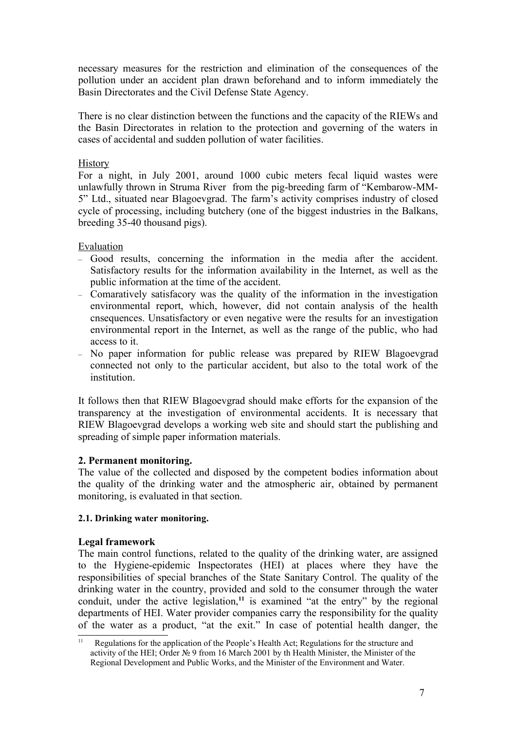necessary measures for the restriction and elimination of the consequences of the pollution under an accident plan drawn beforehand and to inform immediately the Basin Directorates and the Civil Defense State Agency.

There is no clear distinction between the functions and the capacity of the RIEWs and the Basin Directorates in relation to the protection and governing of the waters in cases of accidental and sudden pollution of water facilities.

History

For a night, in July 2001, around 1000 cubic meters fecal liquid wastes were unlawfully thrown in Struma River from the pig-breeding farm of "Kembarow-MM-5" Ltd., situated near Blagoevgrad. The farm's activity comprises industry of closed cycle of processing, including butchery (one of the biggest industries in the Balkans, breeding 35-40 thousand pigs).

Evaluation

- Good results, concerning the information in the media after the accident. Satisfactory results for the information availability in the Internet, as well as the public information at the time of the accident.
- Comaratively satisfacory was the quality of the information in the investigation environmental report, which, however, did not contain analysis of the health cnsequences. Unsatisfactory or even negative were the results for an investigation environmental report in the Internet, as well as the range of the public, who had access to it.
- No paper information for public release was prepared by RIEW Blagoevgrad connected not only to the particular accident, but also to the total work of the institution.

It follows then that RIEW Blagoevgrad should make efforts for the expansion of the transparency at the investigation of environmental accidents. It is necessary that RIEW Blagoevgrad develops a working web site and should start the publishing and spreading of simple paper information materials.

**2. Permanent monitoring.**

The value of the collected and disposed by the competent bodies information about the quality of the drinking water and the atmospheric air, obtained by permanent monitoring, is evaluated in that section.

**2.1. Drinking water monitoring.**

**Legal framework**

The main control functions, related to the quality of the drinking water, are assigned to the Hygiene-epidemic Inspectorates (HEI) at places where they have the responsibilities of special branches of the State Sanitary Control. The quality of the drinking water in the country, provided and sold to the consumer through the water conduit, under the active legislation,[11] is examined "at the entry" by the regional departments of HEI. Water provider companies carry the responsibility for the quality of the water as a product, "at the exit." In case of potential health danger, the

[11] Regulations for the application of the People's Health Act; Regulations for the structure and activity of the HEI; Order № 9 from 16 March 2001 by th Health Minister, the Minister of the Regional Development and Public Works, and the Minister of the Environment and Water.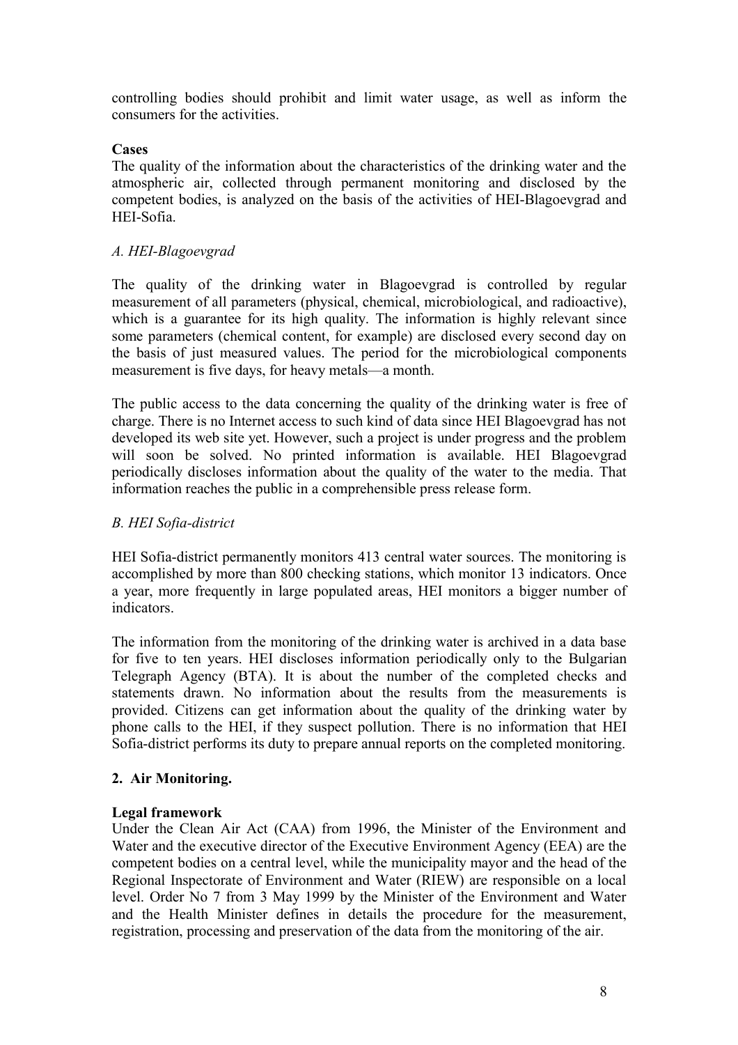controlling bodies should prohibit and limit water usage, as well as inform the consumers for the activities.

**Cases**

The quality of the information about the characteristics of the drinking water and the atmospheric air, collected through permanent monitoring and disclosed by the competent bodies, is analyzed on the basis of the activities of HEI-Blagoevgrad and HEI-Sofia.

*A. HEI-Blagoevgrad*

The quality of the drinking water in Blagoevgrad is controlled by regular measurement of all parameters (physical, chemical, microbiological, and radioactive), which is a guarantee for its high quality. The information is highly relevant since some parameters (chemical content, for example) are disclosed every second day on the basis of just measured values. The period for the microbiological components measurement is five days, for heavy metals—a month.

The public access to the data concerning the quality of the drinking water is free of charge. There is no Internet access to such kind of data since HEI Blagoevgrad has not developed its web site yet. However, such a project is under progress and the problem will soon be solved. No printed information is available. HEI Blagoevgrad periodically discloses information about the quality of the water to the media. That information reaches the public in a comprehensible press release form.

*B. HEI Sofia-district*

HEI Sofia-district permanently monitors 413 central water sources. The monitoring is accomplished by more than 800 checking stations, which monitor 13 indicators. Once a year, more frequently in large populated areas, HEI monitors a bigger number of indicators.

The information from the monitoring of the drinking water is archived in a data base for five to ten years. HEI discloses information periodically only to the Bulgarian Telegraph Agency (BTA). It is about the number of the completed checks and statements drawn. No information about the results from the measurements is provided. Citizens can get information about the quality of the drinking water by phone calls to the HEI, if they suspect pollution. There is no information that HEI Sofia-district performs its duty to prepare annual reports on the completed monitoring.

## 2. Air Monitoring.

**Legal framework**

Under the Clean Air Act (CAA) from 1996, the Minister of the Environment and Water and the executive director of the Executive Environment Agency (EEA) are the competent bodies on a central level, while the municipality mayor and the head of the Regional Inspectorate of Environment and Water (RIEW) are responsible on a local level. Order No 7 from 3 May 1999 by the Minister of the Environment and Water and the Health Minister defines in details the procedure for the measurement, registration, processing and preservation of the data from the monitoring of the air.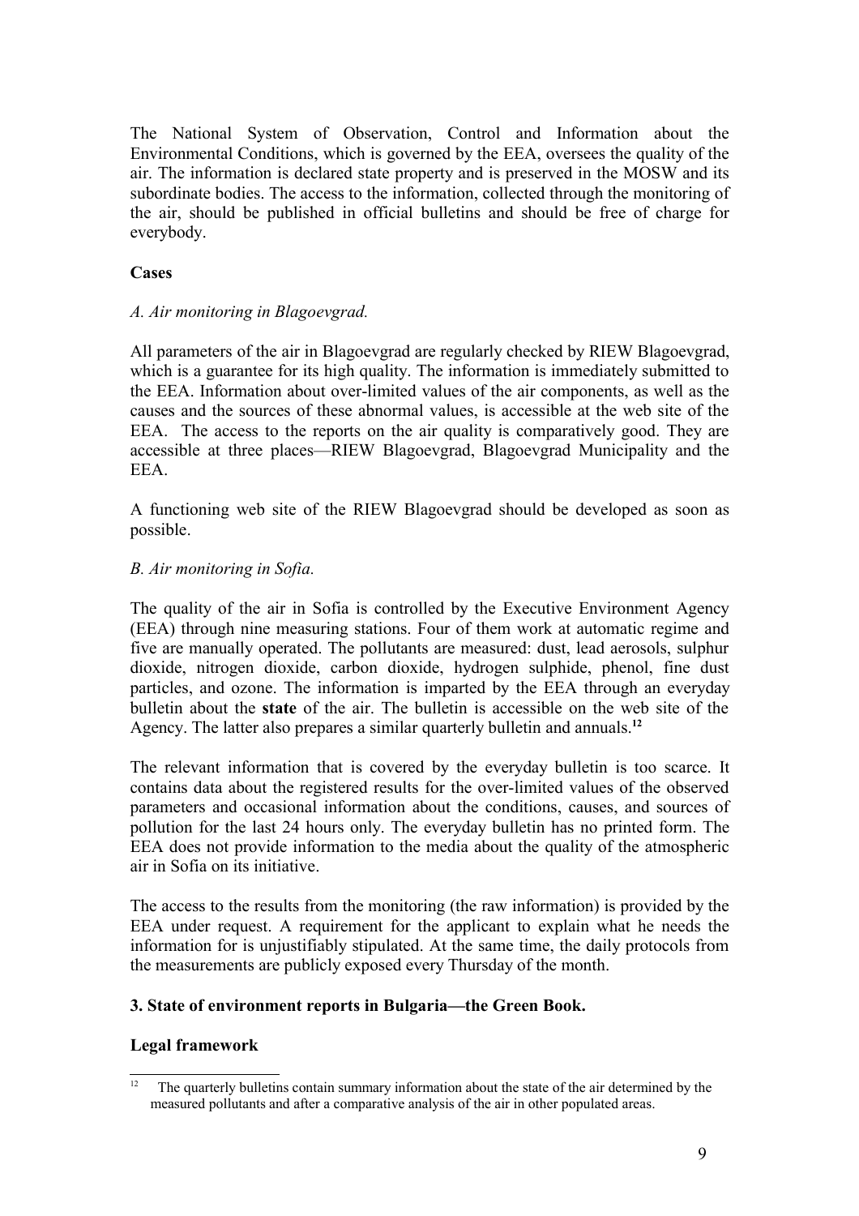The National System of Observation, Control and Information about the Environmental Conditions, which is governed by the EEA, oversees the quality of the air. The information is declared state property and is preserved in the MOSW and its subordinate bodies. The access to the information, collected through the monitoring of the air, should be published in official bulletins and should be free of charge for everybody.

**Cases**

*A. Air monitoring in Blagoevgrad.*

All parameters of the air in Blagoevgrad are regularly checked by RIEW Blagoevgrad, which is a guarantee for its high quality. The information is immediately submitted to the EEA. Information about over-limited values of the air components, as well as the causes and the sources of these abnormal values, is accessible at the web site of the EEA. The access to the reports on the air quality is comparatively good. They are accessible at three places—RIEW Blagoevgrad, Blagoevgrad Municipality and the EEA.

A functioning web site of the RIEW Blagoevgrad should be developed as soon as possible.

*B. Air monitoring in Sofia.*

The quality of the air in Sofia is controlled by the Executive Environment Agency (EEA) through nine measuring stations. Four of them work at automatic regime and five are manually operated. The pollutants are measured: dust, lead aerosols, sulphur dioxide, nitrogen dioxide, carbon dioxide, hydrogen sulphide, phenol, fine dust particles, and ozone. The information is imparted by the EEA through an everyday bulletin about the **state** of the air. The bulletin is accessible on the web site of the Agency. The latter also prepares a similar quarterly bulletin and annuals.[12]

The relevant information that is covered by the everyday bulletin is too scarce. It contains data about the registered results for the over-limited values of the observed parameters and occasional information about the conditions, causes, and sources of pollution for the last 24 hours only. The everyday bulletin has no printed form. The EEA does not provide information to the media about the quality of the atmospheric air in Sofia on its initiative.

The access to the results from the monitoring (the raw information) is provided by the EEA under request. A requirement for the applicant to explain what he needs the information for is unjustifiably stipulated. At the same time, the daily protocols from the measurements are publicly exposed every Thursday of the month.

### 3. State of environment reports in Bulgaria—the Green Book.

**Legal framework**

[12] The quarterly bulletins contain summary information about the state of the air determined by the measured pollutants and after a comparative analysis of the air in other populated areas.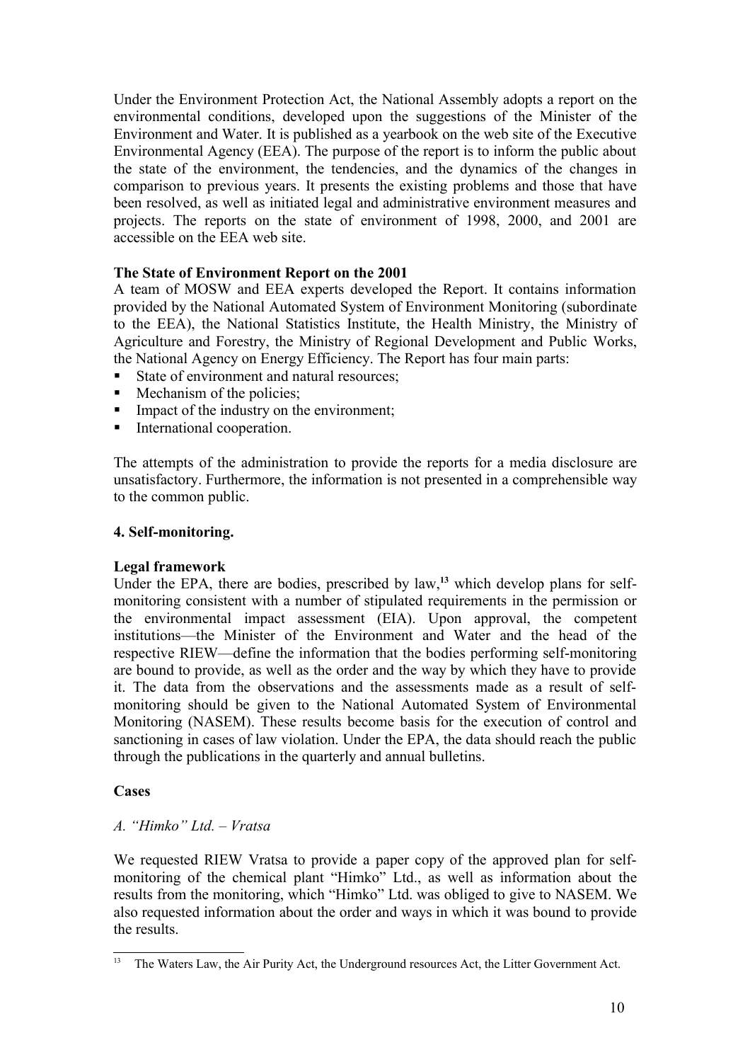Under the Environment Protection Act, the National Assembly adopts a report on the environmental conditions, developed upon the suggestions of the Minister of the Environment and Water. It is published as a yearbook on the web site of the Executive Environmental Agency (EEA). The purpose of the report is to inform the public about the state of the environment, the tendencies, and the dynamics of the changes in comparison to previous years. It presents the existing problems and those that have been resolved, as well as initiated legal and administrative environment measures and projects. The reports on the state of environment of 1998, 2000, and 2001 are accessible on the EEA web site.

**The State of Environment Report on the 2001**

A team of MOSW and EEA experts developed the Report. It contains information provided by the National Automated System of Environment Monitoring (subordinate to the EEA), the National Statistics Institute, the Health Ministry, the Ministry of Agriculture and Forestry, the Ministry of Regional Development and Public Works, the National Agency on Energy Efficiency. The Report has four main parts:

- State of environment and natural resources;
- Mechanism of the policies;
- Impact of the industry on the environment;
- International cooperation.

The attempts of the administration to provide the reports for a media disclosure are unsatisfactory. Furthermore, the information is not presented in a comprehensible way to the common public.

**4. Self-monitoring.**

**Legal framework**

Under the EPA, there are bodies, prescribed by law,[13] which develop plans for self-monitoring consistent with a number of stipulated requirements in the permission or the environmental impact assessment (EIA). Upon approval, the competent institutions—the Minister of the Environment and Water and the head of the respective RIEW—define the information that the bodies performing self-monitoring are bound to provide, as well as the order and the way by which they have to provide it. The data from the observations and the assessments made as a result of self-monitoring should be given to the National Automated System of Environmental Monitoring (NASEM). These results become basis for the execution of control and sanctioning in cases of law violation. Under the EPA, the data should reach the public through the publications in the quarterly and annual bulletins.

**Cases**

*A. "Himko" Ltd. – Vratsa*

We requested RIEW Vratsa to provide a paper copy of the approved plan for self-monitoring of the chemical plant "Himko" Ltd., as well as information about the results from the monitoring, which "Himko" Ltd. was obliged to give to NASEM. We also requested information about the order and ways in which it was bound to provide the results.

[13] The Waters Law, the Air Purity Act, the Underground resources Act, the Litter Government Act.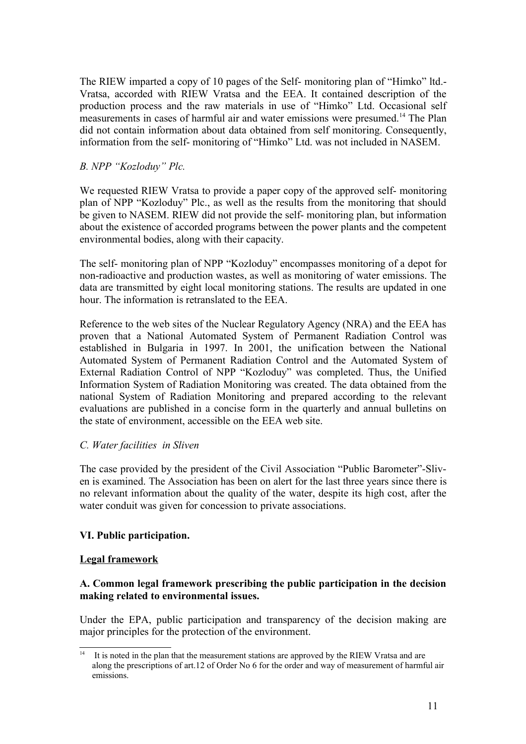The RIEW imparted a copy of 10 pages of the Self- monitoring plan of “Himko” ltd.- Vratsa, accorded with RIEW Vratsa and the EEA. It contained description of the production process and the raw materials in use of “Himko” Ltd. Occasional self measurements in cases of harmful air and water emissions were presumed.[14] The Plan did not contain information about data obtained from self monitoring. Consequently, information from the self- monitoring of “Himko” Ltd. was not included in NASEM.

*B. NPP “Kozloduy” Plc.*

We requested RIEW Vratsa to provide a paper copy of the approved self- monitoring plan of NPP “Kozloduy” Plc., as well as the results from the monitoring that should be given to NASEM. RIEW did not provide the self- monitoring plan, but information about the existence of accorded programs between the power plants and the competent environmental bodies, along with their capacity.

The self- monitoring plan of NPP “Kozloduy” encompasses monitoring of a depot for non-radioactive and production wastes, as well as monitoring of water emissions. The data are transmitted by eight local monitoring stations. The results are updated in one hour. The information is retranslated to the EEA.

Reference to the web sites of the Nuclear Regulatory Agency (NRA) and the EEA has proven that a National Automated System of Permanent Radiation Control was established in Bulgaria in 1997. In 2001, the unification between the National Automated System of Permanent Radiation Control and the Automated System of External Radiation Control of NPP “Kozloduy” was completed. Thus, the Unified Information System of Radiation Monitoring was created. The data obtained from the national System of Radiation Monitoring and prepared according to the relevant evaluations are published in a concise form in the quarterly and annual bulletins on the state of environment, accessible on the EEA web site.

*C. Water facilities in Sliven*

The case provided by the president of the Civil Association “Public Barometer”-Sliven is examined. The Association has been on alert for the last three years since there is no relevant information about the quality of the water, despite its high cost, after the water conduit was given for concession to private associations.

## VI. Public participation.

**Legal framework**

### A. Common legal framework prescribing the public participation in the decision making related to environmental issues.

Under the EPA, public participation and transparency of the decision making are major principles for the protection of the environment.

---

[14] It is noted in the plan that the measurement stations are approved by the RIEW Vratsa and are along the prescriptions of art.12 of Order No 6 for the order and way of measurement of harmful air emissions.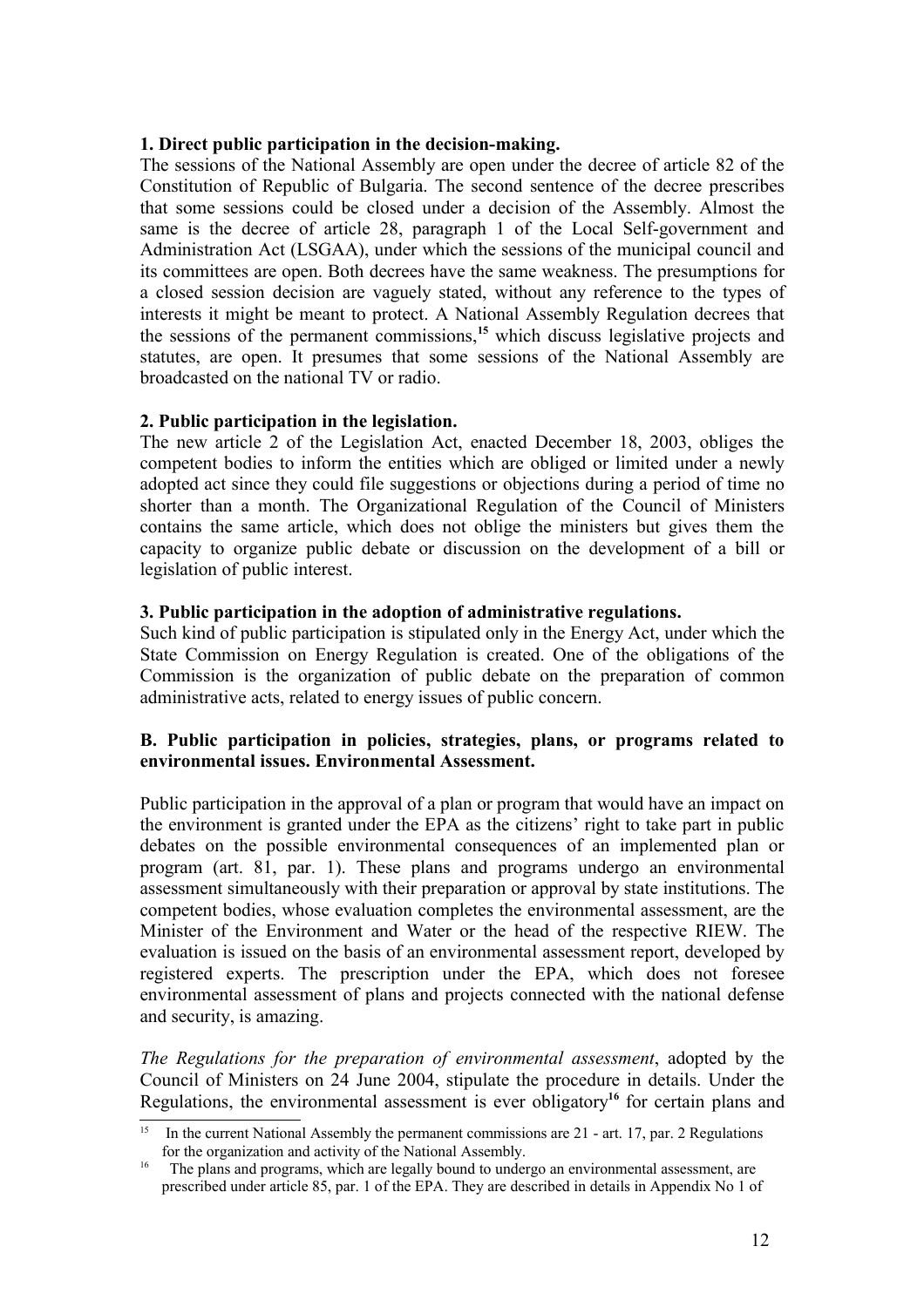**1. Direct public participation in the decision-making.**

The sessions of the National Assembly are open under the decree of article 82 of the Constitution of Republic of Bulgaria. The second sentence of the decree prescribes that some sessions could be closed under a decision of the Assembly. Almost the same is the decree of article 28, paragraph 1 of the Local Self-government and Administration Act (LSGAA), under which the sessions of the municipal council and its committees are open. Both decrees have the same weakness. The presumptions for a closed session decision are vaguely stated, without any reference to the types of interests it might be meant to protect. A National Assembly Regulation decrees that the sessions of the permanent commissions,[15] which discuss legislative projects and statutes, are open. It presumes that some sessions of the National Assembly are broadcasted on the national TV or radio.

**2. Public participation in the legislation.**

The new article 2 of the Legislation Act, enacted December 18, 2003, obliges the competent bodies to inform the entities which are obliged or limited under a newly adopted act since they could file suggestions or objections during a period of time no shorter than a month. The Organizational Regulation of the Council of Ministers contains the same article, which does not oblige the ministers but gives them the capacity to organize public debate or discussion on the development of a bill or legislation of public interest.

**3. Public participation in the adoption of administrative regulations.**

Such kind of public participation is stipulated only in the Energy Act, under which the State Commission on Energy Regulation is created. One of the obligations of the Commission is the organization of public debate on the preparation of common administrative acts, related to energy issues of public concern.

**B. Public participation in policies, strategies, plans, or programs related to environmental issues. Environmental Assessment.**

Public participation in the approval of a plan or program that would have an impact on the environment is granted under the EPA as the citizens' right to take part in public debates on the possible environmental consequences of an implemented plan or program (art. 81, par. 1). These plans and programs undergo an environmental assessment simultaneously with their preparation or approval by state institutions. The competent bodies, whose evaluation completes the environmental assessment, are the Minister of the Environment and Water or the head of the respective RIEW. The evaluation is issued on the basis of an environmental assessment report, developed by registered experts. The prescription under the EPA, which does not foresee environmental assessment of plans and projects connected with the national defense and security, is amazing.

*The Regulations for the preparation of environmental assessment*, adopted by the Council of Ministers on 24 June 2004, stipulate the procedure in details. Under the Regulations, the environmental assessment is ever obligatory[16] for certain plans and

---

[15] In the current National Assembly the permanent commissions are 21 - art. 17, par. 2 Regulations for the organization and activity of the National Assembly.

[16] The plans and programs, which are legally bound to undergo an environmental assessment, are prescribed under article 85, par. 1 of the EPA. They are described in details in Appendix No 1 of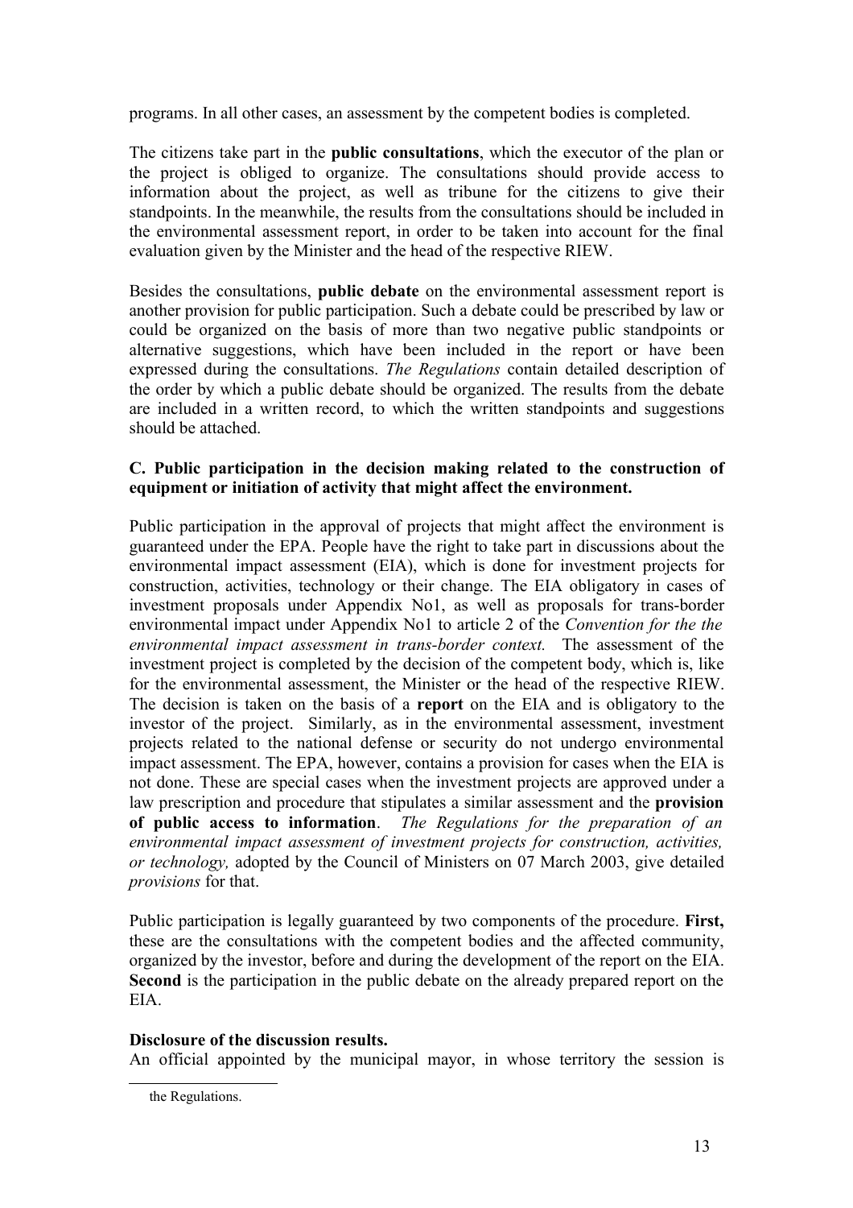programs. In all other cases, an assessment by the competent bodies is completed.

The citizens take part in the **public consultations**, which the executor of the plan or the project is obliged to organize. The consultations should provide access to information about the project, as well as tribune for the citizens to give their standpoints. In the meanwhile, the results from the consultations should be included in the environmental assessment report, in order to be taken into account for the final evaluation given by the Minister and the head of the respective RIEW.

Besides the consultations, **public debate** on the environmental assessment report is another provision for public participation. Such a debate could be prescribed by law or could be organized on the basis of more than two negative public standpoints or alternative suggestions, which have been included in the report or have been expressed during the consultations. *The Regulations* contain detailed description of the order by which a public debate should be organized. The results from the debate are included in a written record, to which the written standpoints and suggestions should be attached.

**C. Public participation in the decision making related to the construction of equipment or initiation of activity that might affect the environment.**

Public participation in the approval of projects that might affect the environment is guaranteed under the EPA. People have the right to take part in discussions about the environmental impact assessment (EIA), which is done for investment projects for construction, activities, technology or their change. The EIA obligatory in cases of investment proposals under Appendix No1, as well as proposals for trans-border environmental impact under Appendix No1 to article 2 of the *Convention for the the environmental impact assessment in trans-border context.* The assessment of the investment project is completed by the decision of the competent body, which is, like for the environmental assessment, the Minister or the head of the respective RIEW. The decision is taken on the basis of a **report** on the EIA and is obligatory to the investor of the project. Similarly, as in the environmental assessment, investment projects related to the national defense or security do not undergo environmental impact assessment. The EPA, however, contains a provision for cases when the EIA is not done. These are special cases when the investment projects are approved under a law prescription and procedure that stipulates a similar assessment and the **provision of public access to information**. *The Regulations for the preparation of an environmental impact assessment of investment projects for construction, activities, or technology,* adopted by the Council of Ministers on 07 March 2003, give detailed *provisions* for that.

Public participation is legally guaranteed by two components of the procedure. **First,** these are the consultations with the competent bodies and the affected community, organized by the investor, before and during the development of the report on the EIA. **Second** is the participation in the public debate on the already prepared report on the EIA.

**Disclosure of the discussion results.**

An official appointed by the municipal mayor, in whose territory the session is

the Regulations.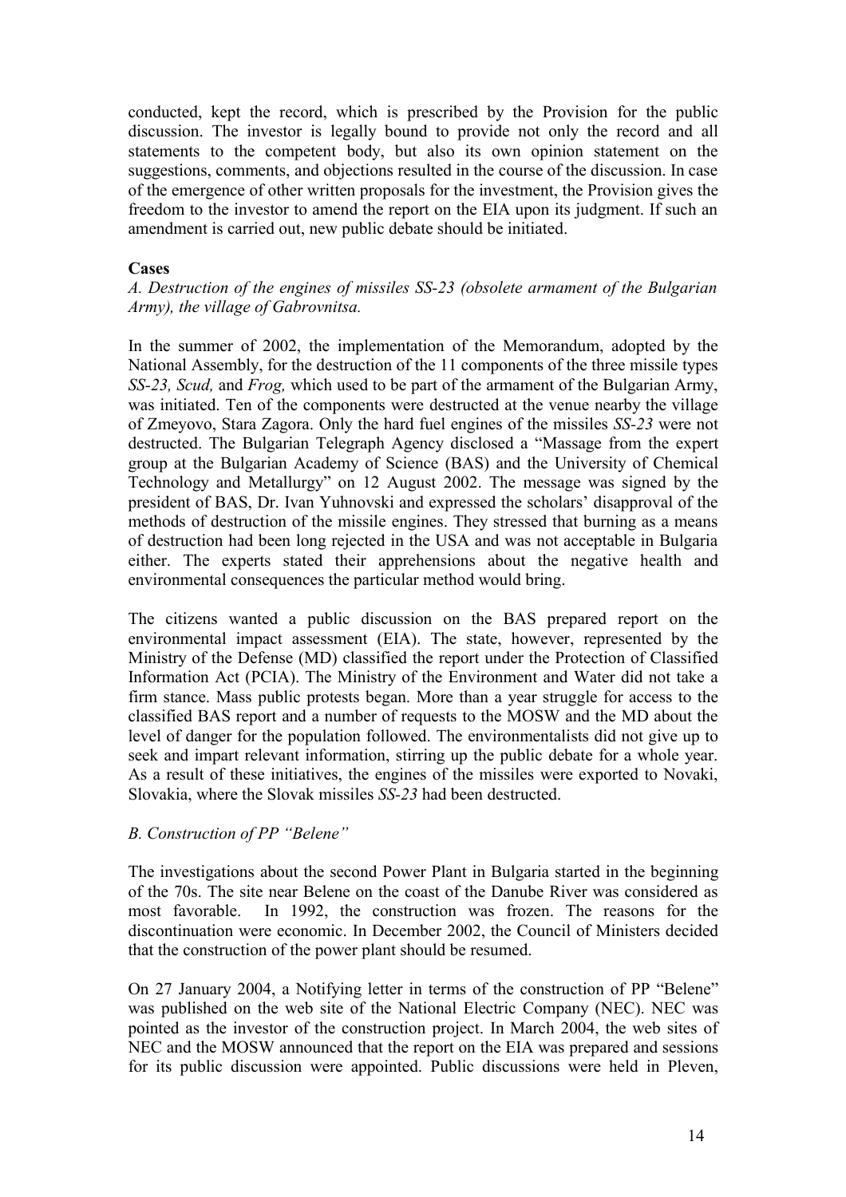conducted, kept the record, which is prescribed by the Provision for the public discussion. The investor is legally bound to provide not only the record and all statements to the competent body, but also its own opinion statement on the suggestions, comments, and objections resulted in the course of the discussion. In case of the emergence of other written proposals for the investment, the Provision gives the freedom to the investor to amend the report on the EIA upon its judgment. If such an amendment is carried out, new public debate should be initiated.

**Cases**

*A. Destruction of the engines of missiles SS-23 (obsolete armament of the Bulgarian Army), the village of Gabrovnitsa.*

In the summer of 2002, the implementation of the Memorandum, adopted by the National Assembly, for the destruction of the 11 components of the three missile types *SS-23, Scud,* and *Frog,* which used to be part of the armament of the Bulgarian Army, was initiated. Ten of the components were destructed at the venue nearby the village of Zmeyovo, Stara Zagora. Only the hard fuel engines of the missiles *SS-23* were not destructed. The Bulgarian Telegraph Agency disclosed a "Massage from the expert group at the Bulgarian Academy of Science (BAS) and the University of Chemical Technology and Metallurgy" on 12 August 2002. The message was signed by the president of BAS, Dr. Ivan Yuhnovski and expressed the scholars' disapproval of the methods of destruction of the missile engines. They stressed that burning as a means of destruction had been long rejected in the USA and was not acceptable in Bulgaria either. The experts stated their apprehensions about the negative health and environmental consequences the particular method would bring.

The citizens wanted a public discussion on the BAS prepared report on the environmental impact assessment (EIA). The state, however, represented by the Ministry of the Defense (MD) classified the report under the Protection of Classified Information Act (PCIA). The Ministry of the Environment and Water did not take a firm stance. Mass public protests began. More than a year struggle for access to the classified BAS report and a number of requests to the MOSW and the MD about the level of danger for the population followed. The environmentalists did not give up to seek and impart relevant information, stirring up the public debate for a whole year. As a result of these initiatives, the engines of the missiles were exported to Novaki, Slovakia, where the Slovak missiles *SS-23* had been destructed.

*B. Construction of PP "Belene"*

The investigations about the second Power Plant in Bulgaria started in the beginning of the 70s. The site near Belene on the coast of the Danube River was considered as most favorable. In 1992, the construction was frozen. The reasons for the discontinuation were economic. In December 2002, the Council of Ministers decided that the construction of the power plant should be resumed.

On 27 January 2004, a Notifying letter in terms of the construction of PP "Belene" was published on the web site of the National Electric Company (NEC). NEC was pointed as the investor of the construction project. In March 2004, the web sites of NEC and the MOSW announced that the report on the EIA was prepared and sessions for its public discussion were appointed. Public discussions were held in Pleven,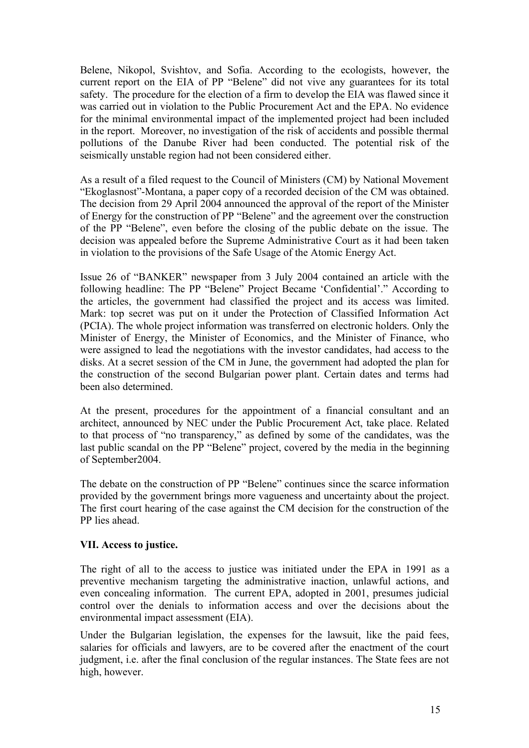Belene, Nikopol, Svishtov, and Sofia. According to the ecologists, however, the current report on the EIA of PP "Belene" did not vive any guarantees for its total safety. The procedure for the election of a firm to develop the EIA was flawed since it was carried out in violation to the Public Procurement Act and the EPA. No evidence for the minimal environmental impact of the implemented project had been included in the report. Moreover, no investigation of the risk of accidents and possible thermal pollutions of the Danube River had been conducted. The potential risk of the seismically unstable region had not been considered either.

As a result of a filed request to the Council of Ministers (CM) by National Movement "Ekoglasnost"-Montana, a paper copy of a recorded decision of the CM was obtained. The decision from 29 April 2004 announced the approval of the report of the Minister of Energy for the construction of PP "Belene" and the agreement over the construction of the PP "Belene", even before the closing of the public debate on the issue. The decision was appealed before the Supreme Administrative Court as it had been taken in violation to the provisions of the Safe Usage of the Atomic Energy Act.

Issue 26 of "BANKER" newspaper from 3 July 2004 contained an article with the following headline: The PP "Belene" Project Became 'Confidential'." According to the articles, the government had classified the project and its access was limited. Mark: top secret was put on it under the Protection of Classified Information Act (PCIA). The whole project information was transferred on electronic holders. Only the Minister of Energy, the Minister of Economics, and the Minister of Finance, who were assigned to lead the negotiations with the investor candidates, had access to the disks. At a secret session of the CM in June, the government had adopted the plan for the construction of the second Bulgarian power plant. Certain dates and terms had been also determined.

At the present, procedures for the appointment of a financial consultant and an architect, announced by NEC under the Public Procurement Act, take place. Related to that process of "no transparency," as defined by some of the candidates, was the last public scandal on the PP "Belene" project, covered by the media in the beginning of September2004.

The debate on the construction of PP "Belene" continues since the scarce information provided by the government brings more vagueness and uncertainty about the project. The first court hearing of the case against the CM decision for the construction of the PP lies ahead.

## VII. Access to justice.

The right of all to the access to justice was initiated under the EPA in 1991 as a preventive mechanism targeting the administrative inaction, unlawful actions, and even concealing information. The current EPA, adopted in 2001, presumes judicial control over the denials to information access and over the decisions about the environmental impact assessment (EIA).

Under the Bulgarian legislation, the expenses for the lawsuit, like the paid fees, salaries for officials and lawyers, are to be covered after the enactment of the court judgment, i.e. after the final conclusion of the regular instances. The State fees are not high, however.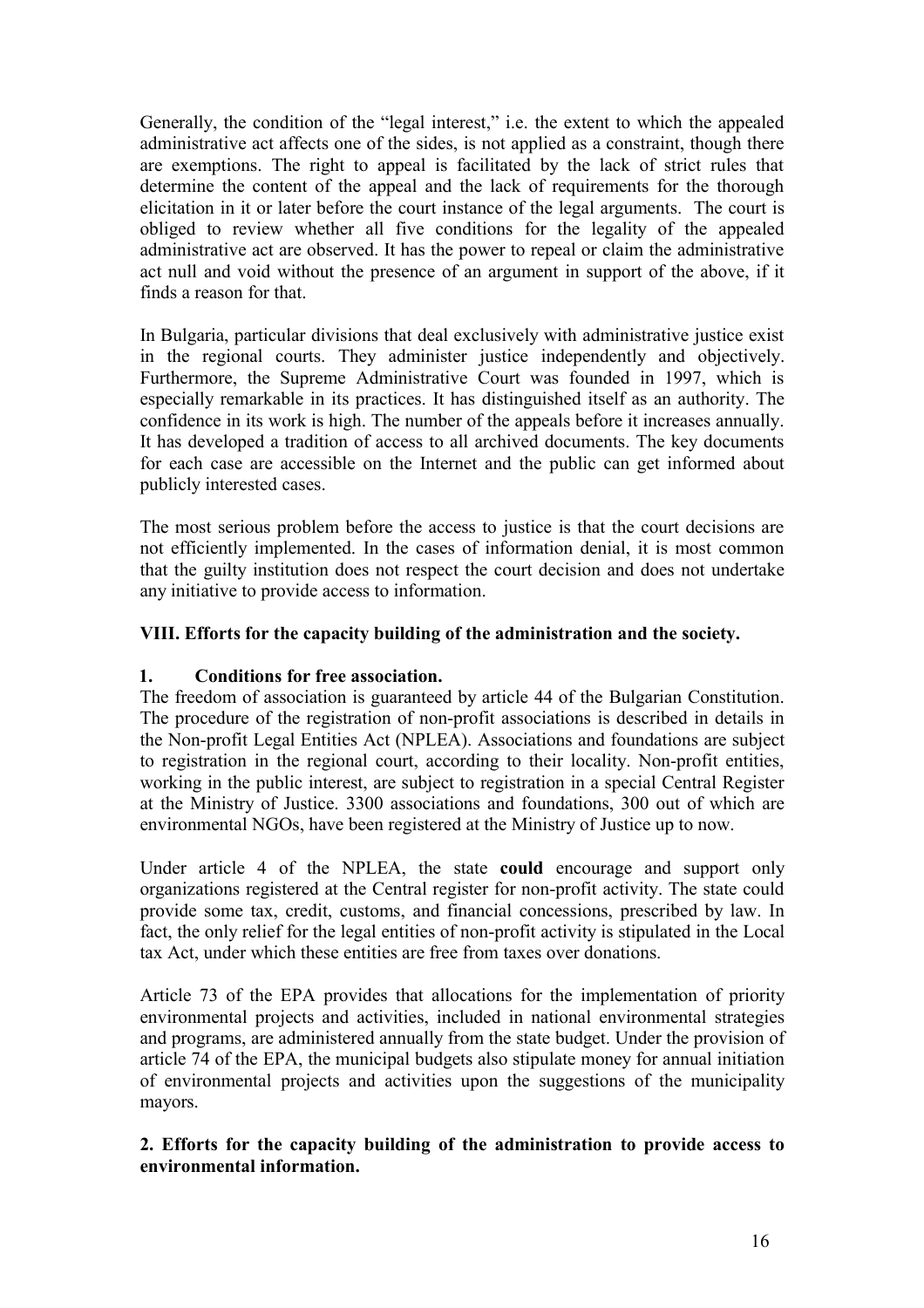Generally, the condition of the "legal interest," i.e. the extent to which the appealed administrative act affects one of the sides, is not applied as a constraint, though there are exemptions. The right to appeal is facilitated by the lack of strict rules that determine the content of the appeal and the lack of requirements for the thorough elicitation in it or later before the court instance of the legal arguments. The court is obliged to review whether all five conditions for the legality of the appealed administrative act are observed. It has the power to repeal or claim the administrative act null and void without the presence of an argument in support of the above, if it finds a reason for that.

In Bulgaria, particular divisions that deal exclusively with administrative justice exist in the regional courts. They administer justice independently and objectively. Furthermore, the Supreme Administrative Court was founded in 1997, which is especially remarkable in its practices. It has distinguished itself as an authority. The confidence in its work is high. The number of the appeals before it increases annually. It has developed a tradition of access to all archived documents. The key documents for each case are accessible on the Internet and the public can get informed about publicly interested cases.

The most serious problem before the access to justice is that the court decisions are not efficiently implemented. In the cases of information denial, it is most common that the guilty institution does not respect the court decision and does not undertake any initiative to provide access to information.

## VIII. Efforts for the capacity building of the administration and the society.

### 1. Conditions for free association.

The freedom of association is guaranteed by article 44 of the Bulgarian Constitution. The procedure of the registration of non-profit associations is described in details in the Non-profit Legal Entities Act (NPLEA). Associations and foundations are subject to registration in the regional court, according to their locality. Non-profit entities, working in the public interest, are subject to registration in a special Central Register at the Ministry of Justice. 3300 associations and foundations, 300 out of which are environmental NGOs, have been registered at the Ministry of Justice up to now.

Under article 4 of the NPLEA, the state **could** encourage and support only organizations registered at the Central register for non-profit activity. The state could provide some tax, credit, customs, and financial concessions, prescribed by law. In fact, the only relief for the legal entities of non-profit activity is stipulated in the Local tax Act, under which these entities are free from taxes over donations.

Article 73 of the EPA provides that allocations for the implementation of priority environmental projects and activities, included in national environmental strategies and programs, are administered annually from the state budget. Under the provision of article 74 of the EPA, the municipal budgets also stipulate money for annual initiation of environmental projects and activities upon the suggestions of the municipality mayors.

### 2. Efforts for the capacity building of the administration to provide access to environmental information.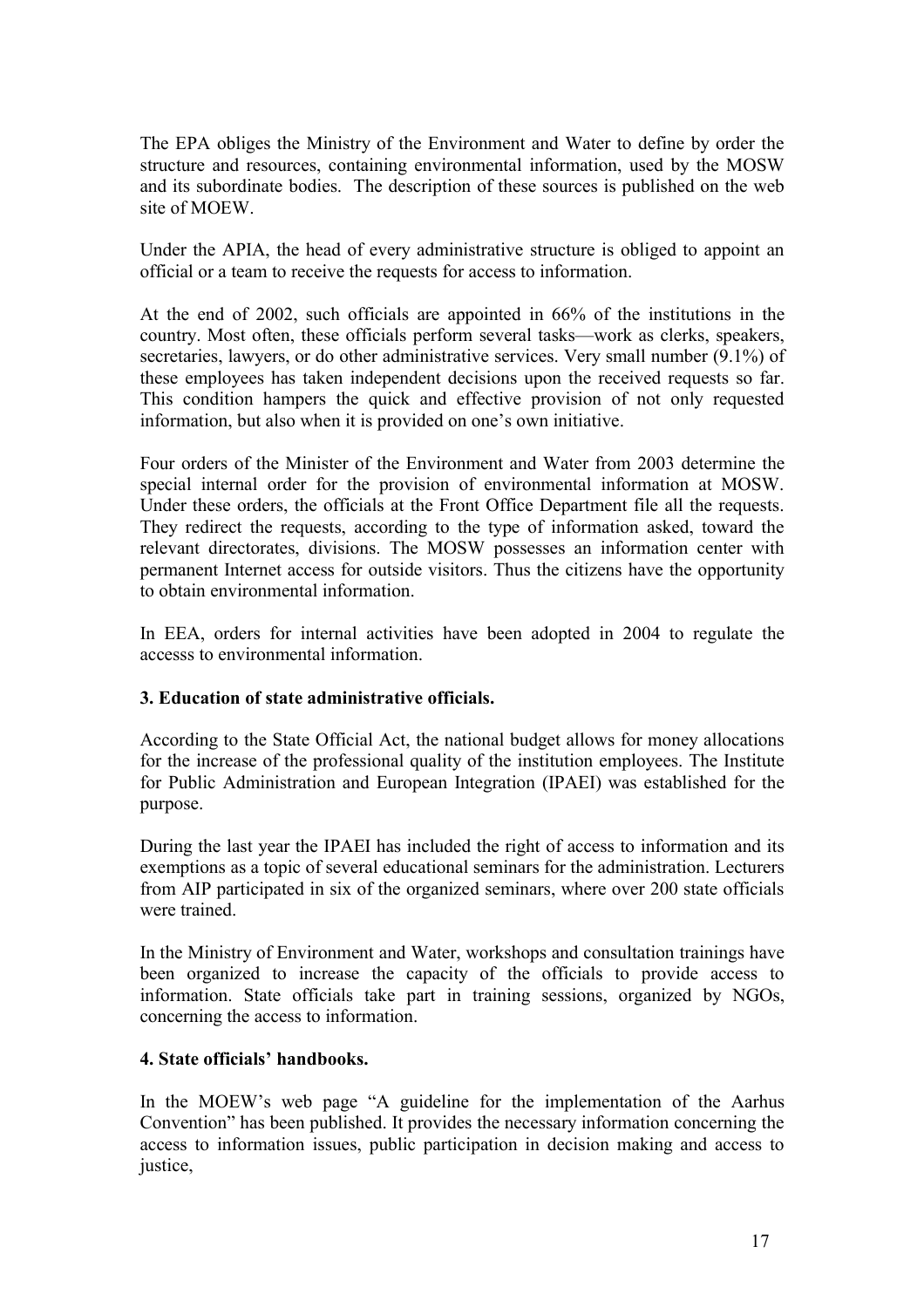The EPA obliges the Ministry of the Environment and Water to define by order the structure and resources, containing environmental information, used by the MOSW and its subordinate bodies. The description of these sources is published on the web site of MOEW.

Under the APIA, the head of every administrative structure is obliged to appoint an official or a team to receive the requests for access to information.

At the end of 2002, such officials are appointed in 66% of the institutions in the country. Most often, these officials perform several tasks—work as clerks, speakers, secretaries, lawyers, or do other administrative services. Very small number (9.1%) of these employees has taken independent decisions upon the received requests so far. This condition hampers the quick and effective provision of not only requested information, but also when it is provided on one's own initiative.

Four orders of the Minister of the Environment and Water from 2003 determine the special internal order for the provision of environmental information at MOSW. Under these orders, the officials at the Front Office Department file all the requests. They redirect the requests, according to the type of information asked, toward the relevant directorates, divisions. The MOSW possesses an information center with permanent Internet access for outside visitors. Thus the citizens have the opportunity to obtain environmental information.

In EEA, orders for internal activities have been adopted in 2004 to regulate the accesss to environmental information.

**3. Education of state administrative officials.**

According to the State Official Act, the national budget allows for money allocations for the increase of the professional quality of the institution employees. The Institute for Public Administration and European Integration (IPAEI) was established for the purpose.

During the last year the IPAEI has included the right of access to information and its exemptions as a topic of several educational seminars for the administration. Lecturers from AIP participated in six of the organized seminars, where over 200 state officials were trained.

In the Ministry of Environment and Water, workshops and consultation trainings have been organized to increase the capacity of the officials to provide access to information. State officials take part in training sessions, organized by NGOs, concerning the access to information.

**4. State officials' handbooks.**

In the MOEW's web page "A guideline for the implementation of the Aarhus Convention" has been published. It provides the necessary information concerning the access to information issues, public participation in decision making and access to justice,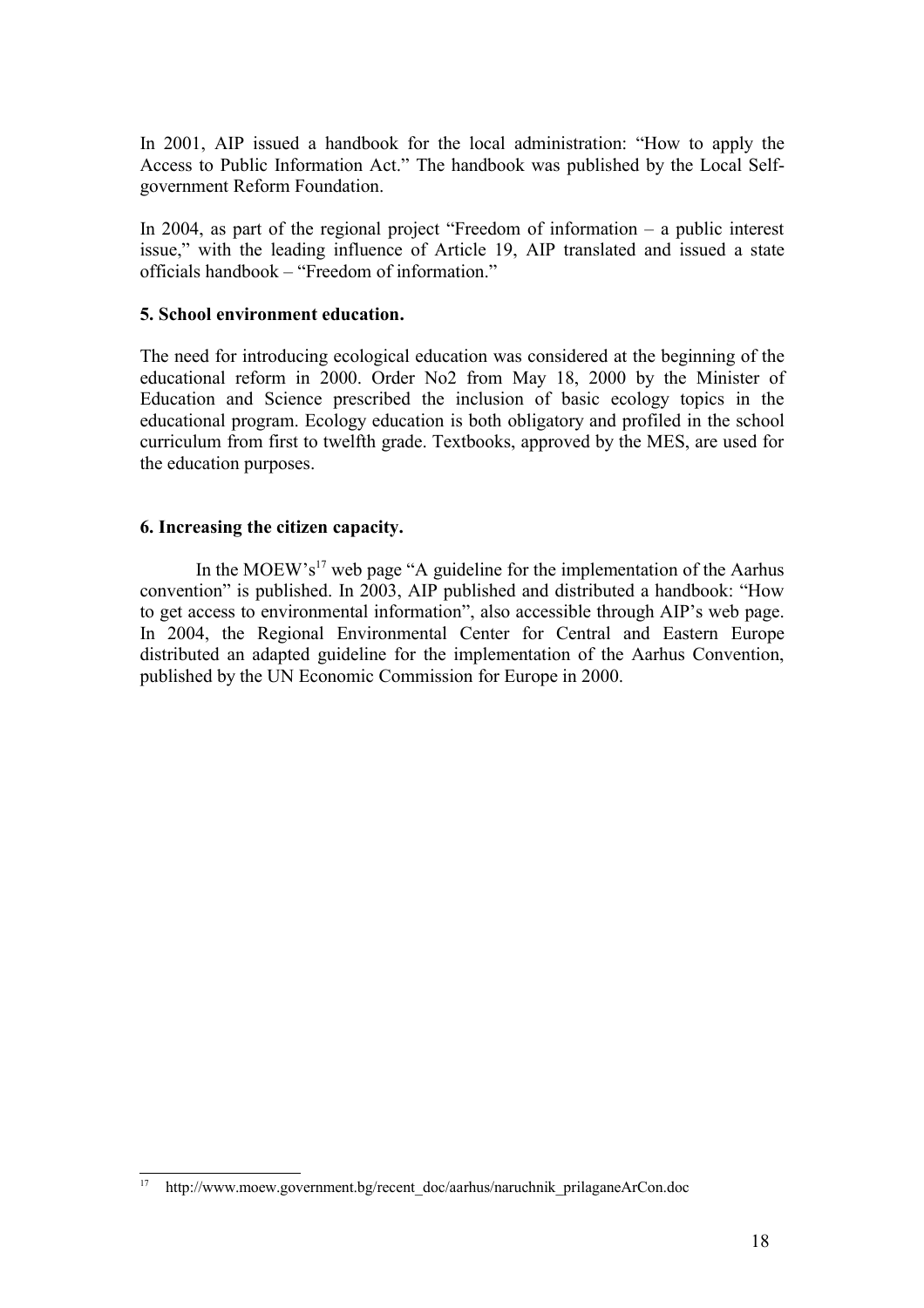In 2001, AIP issued a handbook for the local administration: "How to apply the Access to Public Information Act." The handbook was published by the Local Self-government Reform Foundation.

In 2004, as part of the regional project "Freedom of information – a public interest issue," with the leading influence of Article 19, AIP translated and issued a state officials handbook – "Freedom of information."

**5. School environment education.**

The need for introducing ecological education was considered at the beginning of the educational reform in 2000. Order No2 from May 18, 2000 by the Minister of Education and Science prescribed the inclusion of basic ecology topics in the educational program. Ecology education is both obligatory and profiled in the school curriculum from first to twelfth grade. Textbooks, approved by the MES, are used for the education purposes.

**6. Increasing the citizen capacity.**

In the MOEW's[17] web page "A guideline for the implementation of the Aarhus convention" is published. In 2003, AIP published and distributed a handbook: "How to get access to environmental information", also accessible through AIP's web page. In 2004, the Regional Environmental Center for Central and Eastern Europe distributed an adapted guideline for the implementation of the Aarhus Convention, published by the UN Economic Commission for Europe in 2000.

---

[17] http://www.moew.government.bg/recent_doc/aarhus/naruchnik_prilaganeArCon.doc